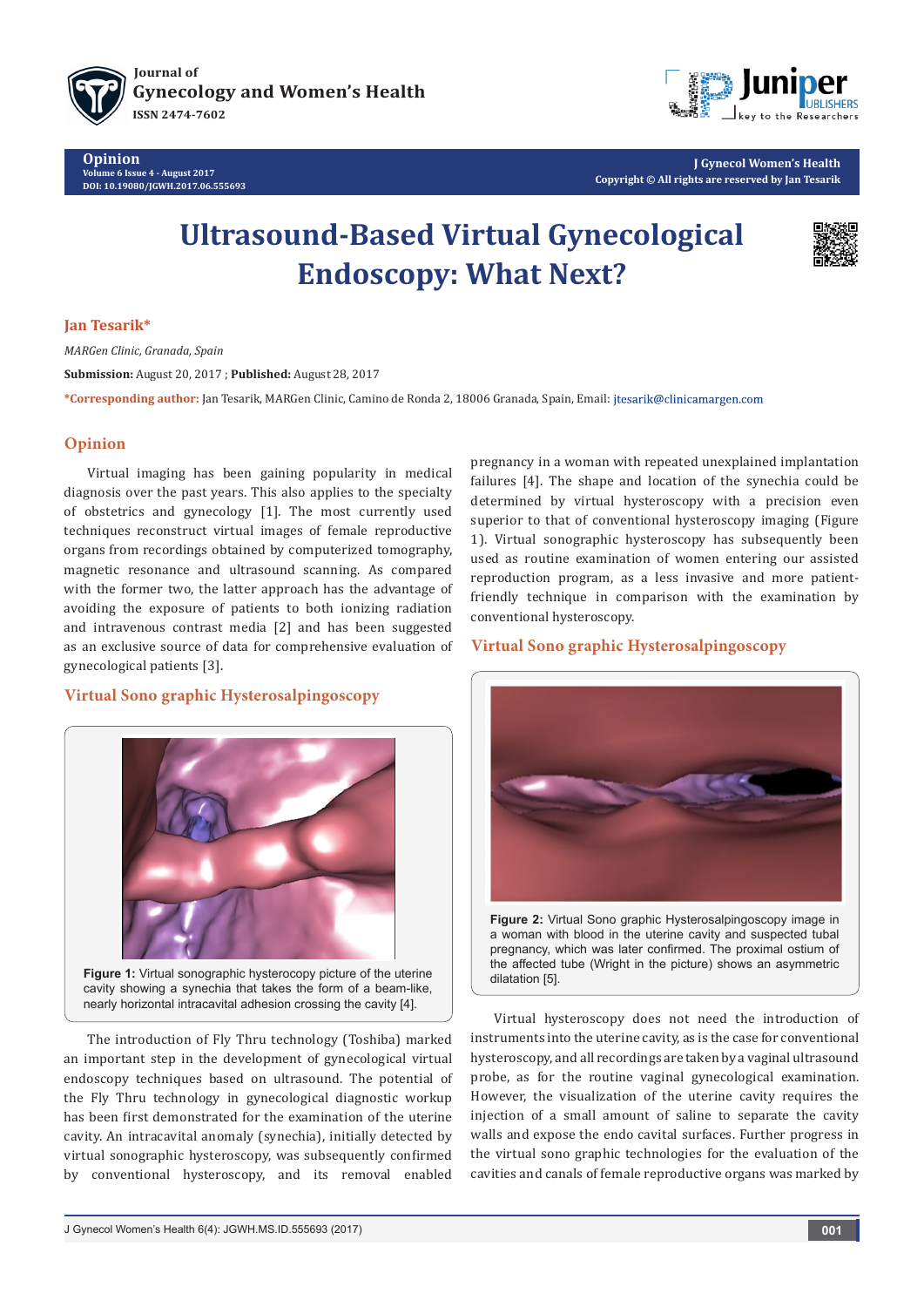Journal of
Gynecology and Women's Health
ISSN 2474-7602

**Opinion**
Volume 6 Issue 4 - August 2017
DOI: 10.19080/JGWH.2017.06.555693

J Gynecol Women's Health
Copyright © All rights are reserved by Jan Tesarik

# Ultrasound-Based Virtual Gynecological Endoscopy: What Next?

**Jan Tesarik***

*MARGen Clinic, Granada, Spain*

**Submission:** August 20, 2017 ; **Published:** August 28, 2017

***Corresponding author:** Jan Tesarik, MARGen Clinic, Camino de Ronda 2, 18006 Granada, Spain, Email: jtesarik@clinicamargen.com

## Opinion

Virtual imaging has been gaining popularity in medical diagnosis over the past years. This also applies to the specialty of obstetrics and gynecology [1]. The most currently used techniques reconstruct virtual images of female reproductive organs from recordings obtained by computerized tomography, magnetic resonance and ultrasound scanning. As compared with the former two, the latter approach has the advantage of avoiding the exposure of patients to both ionizing radiation and intravenous contrast media [2] and has been suggested as an exclusive source of data for comprehensive evaluation of gynecological patients [3].

### Virtual Sono graphic Hysterosalpingoscopy

**Figure 1:** Virtual sonographic hysterocopy picture of the uterine cavity showing a synechia that takes the form of a beam-like, nearly horizontal intracavital adhesion crossing the cavity [4].

The introduction of Fly Thru technology (Toshiba) marked an important step in the development of gynecological virtual endoscopy techniques based on ultrasound. The potential of the Fly Thru technology in gynecological diagnostic workup has been first demonstrated for the examination of the uterine cavity. An intracavital anomaly (synechia), initially detected by virtual sonographic hysteroscopy, was subsequently confirmed by conventional hysteroscopy, and its removal enabled pregnancy in a woman with repeated unexplained implantation failures [4]. The shape and location of the synechia could be determined by virtual hysteroscopy with a precision even superior to that of conventional hysteroscopy imaging (Figure 1). Virtual sonographic hysteroscopy has subsequently been used as routine examination of women entering our assisted reproduction program, as a less invasive and more patient-friendly technique in comparison with the examination by conventional hysteroscopy.

### Virtual Sono graphic Hysterosalpingoscopy

**Figure 2:** Virtual Sono graphic Hysterosalpingoscopy image in a woman with blood in the uterine cavity and suspected tubal pregnancy, which was later confirmed. The proximal ostium of the affected tube (Wright in the picture) shows an asymmetric dilatation [5].

Virtual hysteroscopy does not need the introduction of instruments into the uterine cavity, as is the case for conventional hysteroscopy, and all recordings are taken by a vaginal ultrasound probe, as for the routine vaginal gynecological examination. However, the visualization of the uterine cavity requires the injection of a small amount of saline to separate the cavity walls and expose the endo cavital surfaces. Further progress in the virtual sono graphic technologies for the evaluation of the cavities and canals of female reproductive organs was marked by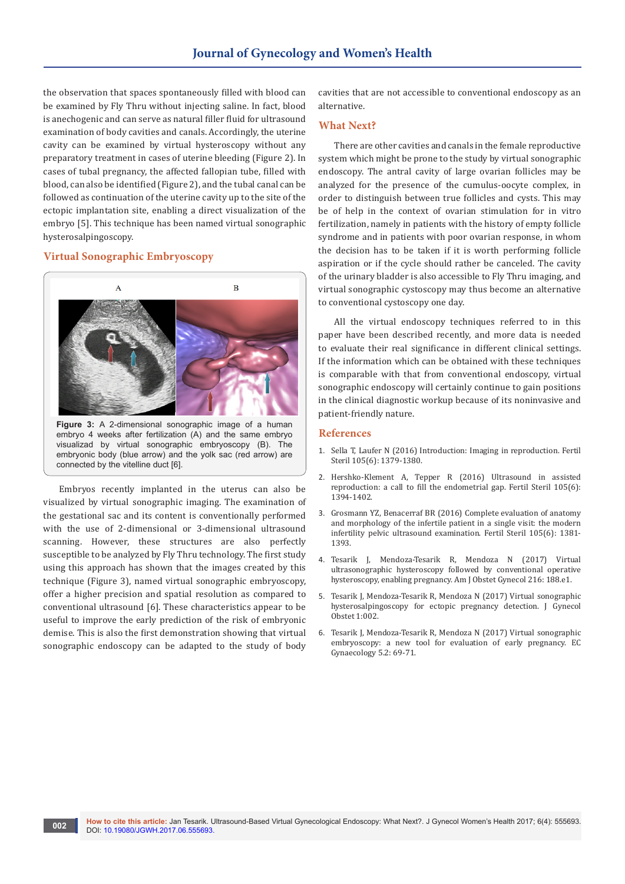the observation that spaces spontaneously filled with blood can be examined by Fly Thru without injecting saline. In fact, blood is anechogenic and can serve as natural filler fluid for ultrasound examination of body cavities and canals. Accordingly, the uterine cavity can be examined by virtual hysteroscopy without any preparatory treatment in cases of uterine bleeding (Figure 2). In cases of tubal pregnancy, the affected fallopian tube, filled with blood, can also be identified (Figure 2), and the tubal canal can be followed as continuation of the uterine cavity up to the site of the ectopic implantation site, enabling a direct visualization of the embryo [5]. This technique has been named virtual sonographic hysterosalpingoscopy.

## Virtual Sonographic Embryoscopy

**Figure 3:** A 2-dimensional sonographic image of a human embryo 4 weeks after fertilization (A) and the same embryo visualizad by virtual sonographic embryoscopy (B). The embryonic body (blue arrow) and the yolk sac (red arrow) are connected by the vitelline duct [6].

Embryos recently implanted in the uterus can also be visualized by virtual sonographic imaging. The examination of the gestational sac and its content is conventionally performed with the use of 2-dimensional or 3-dimensional ultrasound scanning. However, these structures are also perfectly susceptible to be analyzed by Fly Thru technology. The first study using this approach has shown that the images created by this technique (Figure 3), named virtual sonographic embryoscopy, offer a higher precision and spatial resolution as compared to conventional ultrasound [6]. These characteristics appear to be useful to improve the early prediction of the risk of embryonic demise. This is also the first demonstration showing that virtual sonographic endoscopy can be adapted to the study of body cavities that are not accessible to conventional endoscopy as an alternative.

## What Next?

There are other cavities and canals in the female reproductive system which might be prone to the study by virtual sonographic endoscopy. The antral cavity of large ovarian follicles may be analyzed for the presence of the cumulus-oocyte complex, in order to distinguish between true follicles and cysts. This may be of help in the context of ovarian stimulation for in vitro fertilization, namely in patients with the history of empty follicle syndrome and in patients with poor ovarian response, in whom the decision has to be taken if it is worth performing follicle aspiration or if the cycle should rather be canceled. The cavity of the urinary bladder is also accessible to Fly Thru imaging, and virtual sonographic cystoscopy may thus become an alternative to conventional cystoscopy one day.

All the virtual endoscopy techniques referred to in this paper have been described recently, and more data is needed to evaluate their real significance in different clinical settings. If the information which can be obtained with these techniques is comparable with that from conventional endoscopy, virtual sonographic endoscopy will certainly continue to gain positions in the clinical diagnostic workup because of its noninvasive and patient-friendly nature.

## References

1. Sella T, Laufer N (2016) Introduction: Imaging in reproduction. Fertil Steril 105(6): 1379-1380.
2. Hershko-Klement A, Tepper R (2016) Ultrasound in assisted reproduction: a call to fill the endometrial gap. Fertil Steril 105(6): 1394-1402.
3. Grosmann YZ, Benacerraf BR (2016) Complete evaluation of anatomy and morphology of the infertile patient in a single visit: the modern infertility pelvic ultrasound examination. Fertil Steril 105(6): 1381-1393.
4. Tesarik J, Mendoza-Tesarik R, Mendoza N (2017) Virtual ultrasonographic hysteroscopy followed by conventional operative hysteroscopy, enabling pregnancy. Am J Obstet Gynecol 216: 188.e1.
5. Tesarik J, Mendoza-Tesarik R, Mendoza N (2017) Virtual sonographic hysterosalpingoscopy for ectopic pregnancy detection. J Gynecol Obstet 1:002.
6. Tesarik J, Mendoza-Tesarik R, Mendoza N (2017) Virtual sonographic embryoscopy: a new tool for evaluation of early pregnancy. EC Gynaecology 5.2: 69-71.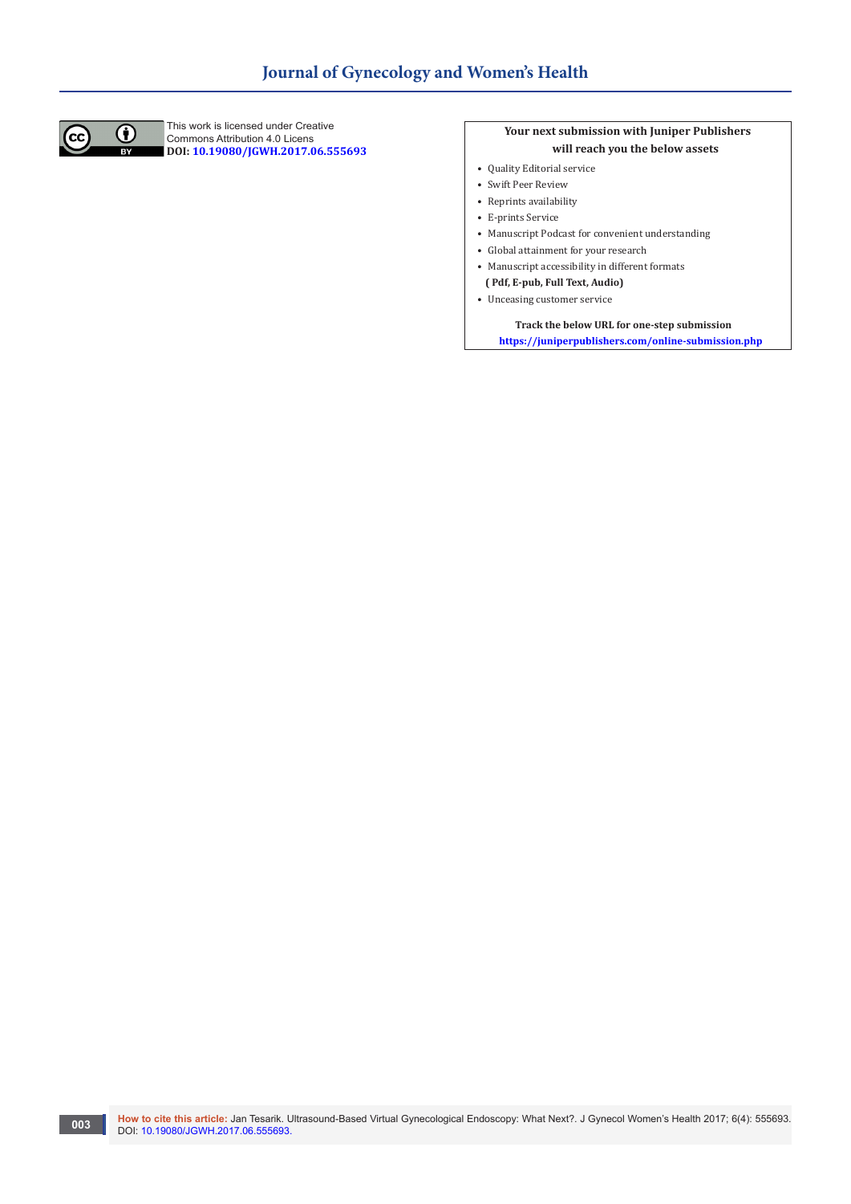This work is licensed under Creative Commons Attribution 4.0 Licens
**DOI:** 10.19080/JGWH.2017.06.555693

**Your next submission with Juniper Publishers will reach you the below assets**

- Quality Editorial service
- Swift Peer Review
- Reprints availability
- E-prints Service
- Manuscript Podcast for convenient understanding
- Global attainment for your research
- Manuscript accessibility in different formats
  **( Pdf, E-pub, Full Text, Audio)**
- Unceasing customer service

**Track the below URL for one-step submission**
**https://juniperpublishers.com/online-submission.php**

**How to cite this article:** Jan Tesarik. Ultrasound-Based Virtual Gynecological Endoscopy: What Next?. J Gynecol Women's Health 2017; 6(4): 555693. DOI: 10.19080/JGWH.2017.06.555693.